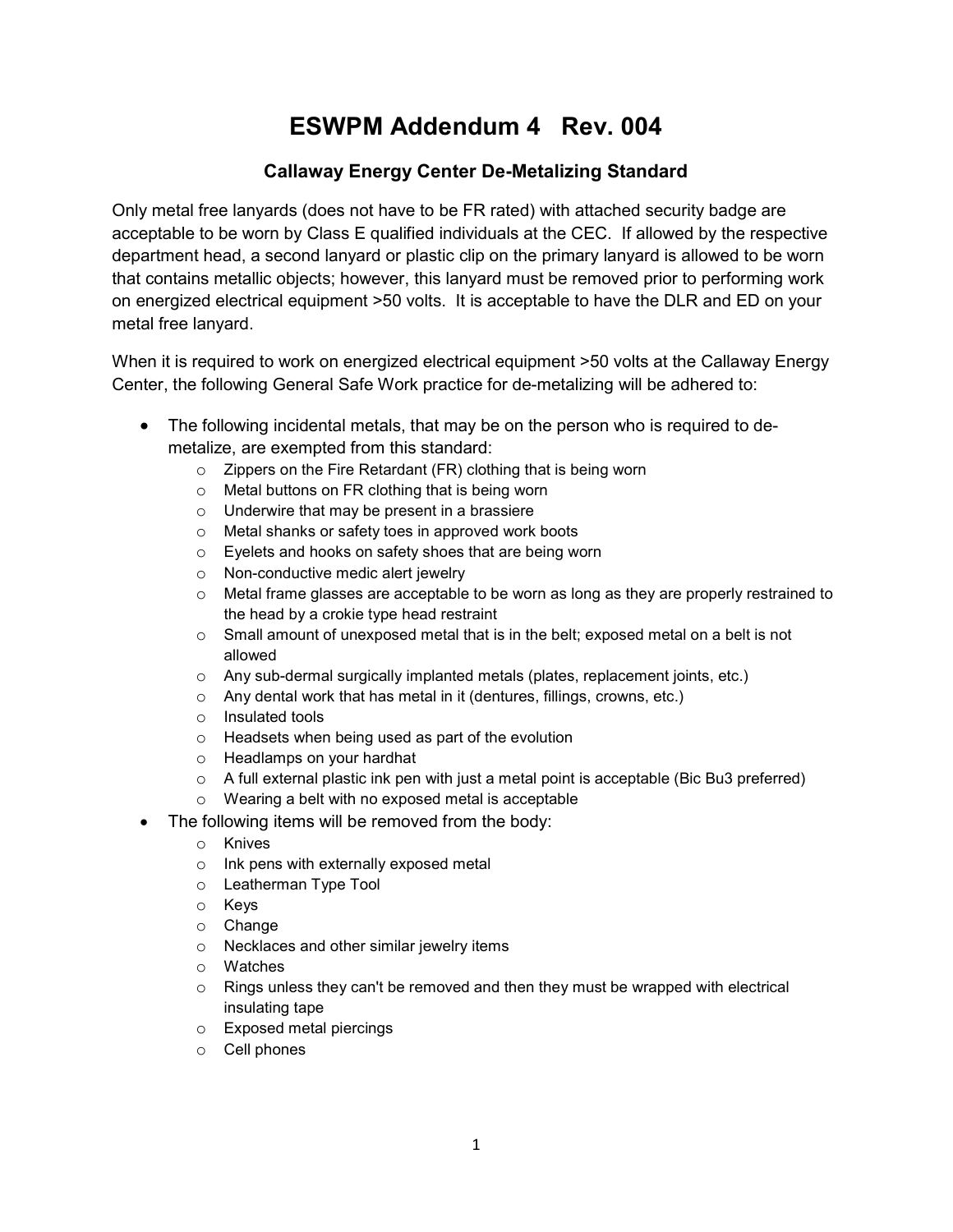# ESWPM Addendum 4 Rev. 004

## Callaway Energy Center De-Metalizing Standard

Only metal free lanyards (does not have to be FR rated) with attached security badge are acceptable to be worn by Class E qualified individuals at the CEC. If allowed by the respective department head, a second lanyard or plastic clip on the primary lanyard is allowed to be worn that contains metallic objects; however, this lanyard must be removed prior to performing work on energized electrical equipment >50 volts. It is acceptable to have the DLR and ED on your metal free lanyard.

When it is required to work on energized electrical equipment >50 volts at the Callaway Energy Center, the following General Safe Work practice for de-metalizing will be adhered to:

- The following incidental metals, that may be on the person who is required to de-metalize, are exempted from this standard:
  - Zippers on the Fire Retardant (FR) clothing that is being worn
  - Metal buttons on FR clothing that is being worn
  - Underwire that may be present in a brassiere
  - Metal shanks or safety toes in approved work boots
  - Eyelets and hooks on safety shoes that are being worn
  - Non-conductive medic alert jewelry
  - Metal frame glasses are acceptable to be worn as long as they are properly restrained to the head by a crokie type head restraint
  - Small amount of unexposed metal that is in the belt; exposed metal on a belt is not allowed
  - Any sub-dermal surgically implanted metals (plates, replacement joints, etc.)
  - Any dental work that has metal in it (dentures, fillings, crowns, etc.)
  - Insulated tools
  - Headsets when being used as part of the evolution
  - Headlamps on your hardhat
  - A full external plastic ink pen with just a metal point is acceptable (Bic Bu3 preferred)
  - Wearing a belt with no exposed metal is acceptable
- The following items will be removed from the body:
  - Knives
  - Ink pens with externally exposed metal
  - Leatherman Type Tool
  - Keys
  - Change
  - Necklaces and other similar jewelry items
  - Watches
  - Rings unless they can't be removed and then they must be wrapped with electrical insulating tape
  - Exposed metal piercings
  - Cell phones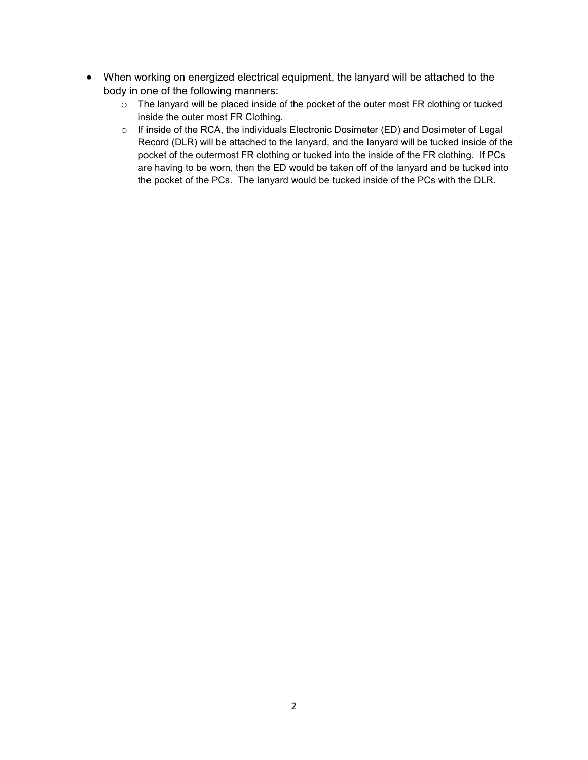- When working on energized electrical equipment, the lanyard will be attached to the body in one of the following manners:
  - The lanyard will be placed inside of the pocket of the outer most FR clothing or tucked inside the outer most FR Clothing.
  - If inside of the RCA, the individuals Electronic Dosimeter (ED) and Dosimeter of Legal Record (DLR) will be attached to the lanyard, and the lanyard will be tucked inside of the pocket of the outermost FR clothing or tucked into the inside of the FR clothing. If PCs are having to be worn, then the ED would be taken off of the lanyard and be tucked into the pocket of the PCs. The lanyard would be tucked inside of the PCs with the DLR.